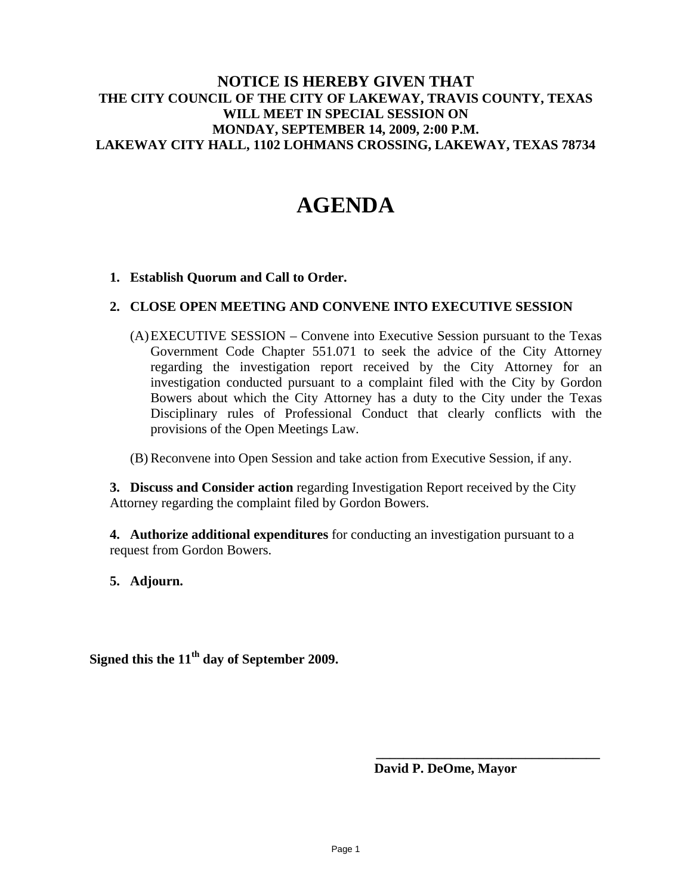**NOTICE IS HEREBY GIVEN THAT**
**THE CITY COUNCIL OF THE CITY OF LAKEWAY, TRAVIS COUNTY, TEXAS**
**WILL MEET IN SPECIAL SESSION ON**
**MONDAY, SEPTEMBER 14, 2009, 2:00 P.M.**
**LAKEWAY CITY HALL, 1102 LOHMANS CROSSING, LAKEWAY, TEXAS 78734**

# AGENDA

1. **Establish Quorum and Call to Order.**

2. **CLOSE OPEN MEETING AND CONVENE INTO EXECUTIVE SESSION**

   (A) EXECUTIVE SESSION – Convene into Executive Session pursuant to the Texas Government Code Chapter 551.071 to seek the advice of the City Attorney regarding the investigation report received by the City Attorney for an investigation conducted pursuant to a complaint filed with the City by Gordon Bowers about which the City Attorney has a duty to the City under the Texas Disciplinary rules of Professional Conduct that clearly conflicts with the provisions of the Open Meetings Law.

   (B) Reconvene into Open Session and take action from Executive Session, if any.

3. **Discuss and Consider action** regarding Investigation Report received by the City Attorney regarding the complaint filed by Gordon Bowers.

4. **Authorize additional expenditures** for conducting an investigation pursuant to a request from Gordon Bowers.

5. **Adjourn.**

**Signed this the 11th day of September 2009.**

\_\_\_\_\_\_\_\_\_\_\_\_\_\_\_\_\_\_\_\_\_\_\_\_\_\_\_\_\_\_\_\_\_\_

**David P. DeOme, Mayor**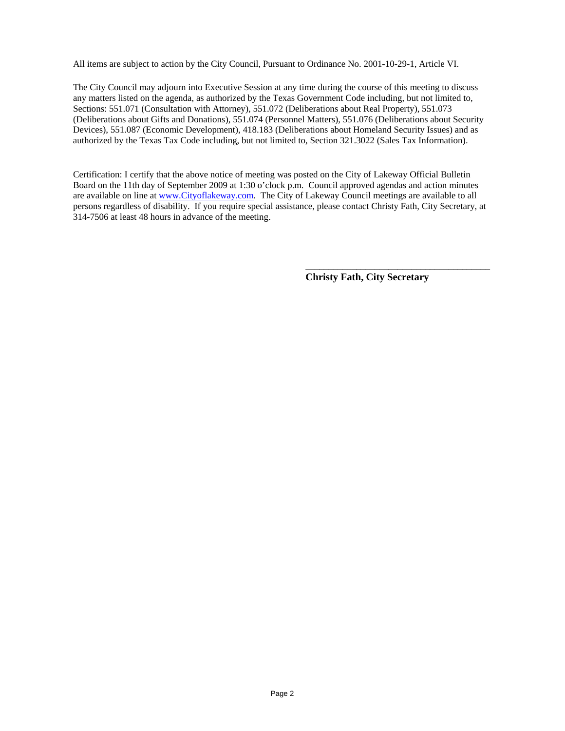All items are subject to action by the City Council, Pursuant to Ordinance No. 2001-10-29-1, Article VI.

The City Council may adjourn into Executive Session at any time during the course of this meeting to discuss any matters listed on the agenda, as authorized by the Texas Government Code including, but not limited to, Sections: 551.071 (Consultation with Attorney), 551.072 (Deliberations about Real Property), 551.073 (Deliberations about Gifts and Donations), 551.074 (Personnel Matters), 551.076 (Deliberations about Security Devices), 551.087 (Economic Development), 418.183 (Deliberations about Homeland Security Issues) and as authorized by the Texas Tax Code including, but not limited to, Section 321.3022 (Sales Tax Information).

Certification: I certify that the above notice of meeting was posted on the City of Lakeway Official Bulletin Board on the 11th day of September 2009 at 1:30 o'clock p.m. Council approved agendas and action minutes are available on line at www.Cityoflakeway.com. The City of Lakeway Council meetings are available to all persons regardless of disability. If you require special assistance, please contact Christy Fath, City Secretary, at 314-7506 at least 48 hours in advance of the meeting.

\_\_\_\_\_\_\_\_\_\_\_\_\_\_\_\_\_\_\_\_\_\_\_\_\_\_\_\_\_\_\_\_\_\_\_\_\_\_\_

**Christy Fath, City Secretary**